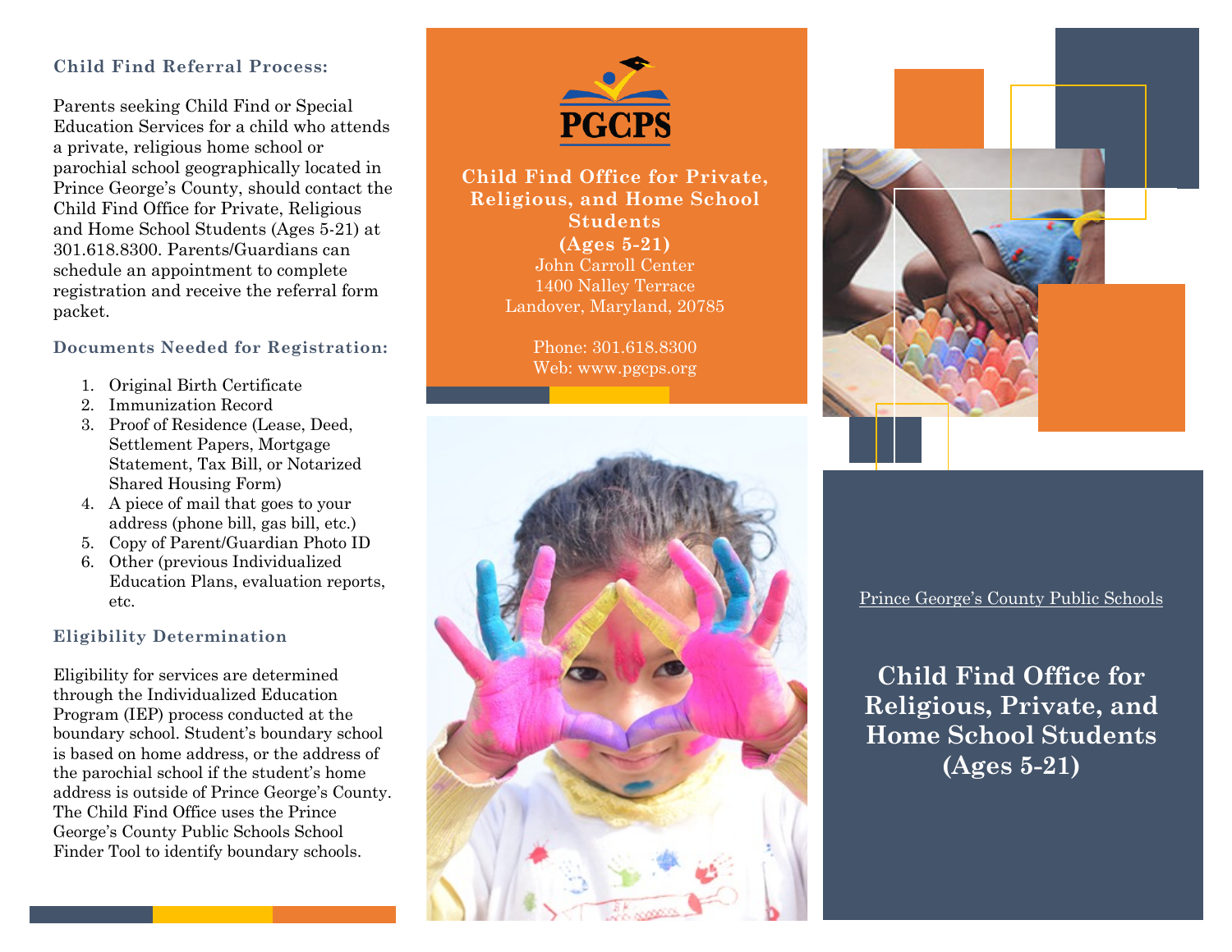### Child Find Referral Process:

Parents seeking Child Find or Special Education Services for a child who attends a private, religious home school or parochial school geographically located in Prince George's County, should contact the Child Find Office for Private, Religious and Home School Students (Ages 5-21) at 301.618.8300. Parents/Guardians can schedule an appointment to complete registration and receive the referral form packet.

### Documents Needed for Registration:

1. Original Birth Certificate
2. Immunization Record
3. Proof of Residence (Lease, Deed, Settlement Papers, Mortgage Statement, Tax Bill, or Notarized Shared Housing Form)
4. A piece of mail that goes to your address (phone bill, gas bill, etc.)
5. Copy of Parent/Guardian Photo ID
6. Other (previous Individualized Education Plans, evaluation reports, etc.

### Eligibility Determination

Eligibility for services are determined through the Individualized Education Program (IEP) process conducted at the boundary school. Student's boundary school is based on home address, or the address of the parochial school if the student's home address is outside of Prince George's County. The Child Find Office uses the Prince George's County Public Schools School Finder Tool to identify boundary schools.

PGCPS

**Child Find Office for Private, Religious, and Home School Students (Ages 5-21)**

John Carroll Center
1400 Nalley Terrace
Landover, Maryland, 20785

Phone: 301.618.8300
Web: www.pgcps.org

Prince George's County Public Schools

# Child Find Office for Religious, Private, and Home School Students (Ages 5-21)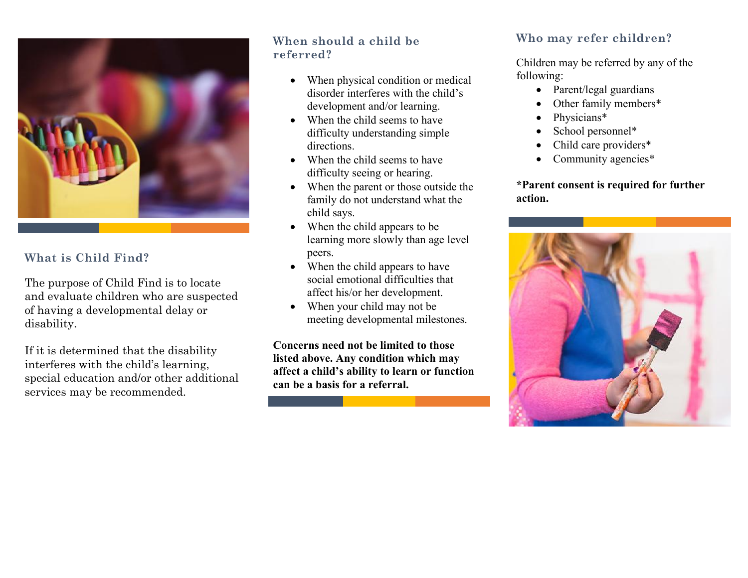## What is Child Find?

The purpose of Child Find is to locate and evaluate children who are suspected of having a developmental delay or disability.

If it is determined that the disability interferes with the child's learning, special education and/or other additional services may be recommended.

## When should a child be referred?

- When physical condition or medical disorder interferes with the child's development and/or learning.
- When the child seems to have difficulty understanding simple directions.
- When the child seems to have difficulty seeing or hearing.
- When the parent or those outside the family do not understand what the child says.
- When the child appears to be learning more slowly than age level peers.
- When the child appears to have social emotional difficulties that affect his/her development.
- When your child may not be meeting developmental milestones.

**Concerns need not be limited to those listed above. Any condition which may affect a child's ability to learn or function can be a basis for a referral.**

## Who may refer children?

Children may be referred by any of the following:

- Parent/legal guardians
- Other family members*
- Physicians*
- School personnel*
- Child care providers*
- Community agencies*

**\*Parent consent is required for further action.**